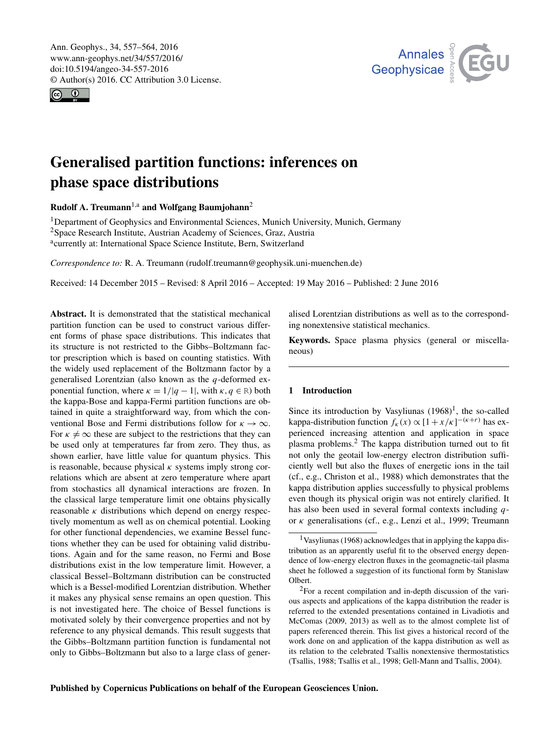# Generalised partition functions: inferences on phase space distributions

**Rudolf A. Treumann**[1,a] **and Wolfgang Baumjohann**[2]

[1]Department of Geophysics and Environmental Sciences, Munich University, Munich, Germany
[2]Space Research Institute, Austrian Academy of Sciences, Graz, Austria
[a]currently at: International Space Science Institute, Bern, Switzerland

*Correspondence to:* R. A. Treumann (rudolf.treumann@geophysik.uni-muenchen.de)

Received: 14 December 2015 – Revised: 8 April 2016 – Accepted: 19 May 2016 – Published: 2 June 2016

**Abstract.** It is demonstrated that the statistical mechanical partition function can be used to construct various different forms of phase space distributions. This indicates that its structure is not restricted to the Gibbs–Boltzmann factor prescription which is based on counting statistics. With the widely used replacement of the Boltzmann factor by a generalised Lorentzian (also known as the $q$-deformed exponential function, where $\kappa = 1/|q-1|$, with $\kappa, q \in \mathbb{R}$) both the kappa-Bose and kappa-Fermi partition functions are obtained in quite a straightforward way, from which the conventional Bose and Fermi distributions follow for $\kappa \to \infty$. For $\kappa \neq \infty$ these are subject to the restrictions that they can be used only at temperatures far from zero. They thus, as shown earlier, have little value for quantum physics. This is reasonable, because physical $\kappa$ systems imply strong correlations which are absent at zero temperature where apart from stochastics all dynamical interactions are frozen. In the classical large temperature limit one obtains physically reasonable $\kappa$ distributions which depend on energy respectively momentum as well as on chemical potential. Looking for other functional dependencies, we examine Bessel functions whether they can be used for obtaining valid distributions. Again and for the same reason, no Fermi and Bose distributions exist in the low temperature limit. However, a classical Bessel–Boltzmann distribution can be constructed which is a Bessel-modified Lorentzian distribution. Whether it makes any physical sense remains an open question. This is not investigated here. The choice of Bessel functions is motivated solely by their convergence properties and not by reference to any physical demands. This result suggests that the Gibbs–Boltzmann partition function is fundamental not only to Gibbs–Boltzmann but also to a large class of generalised Lorentzian distributions as well as to the corresponding nonextensive statistical mechanics.

**Keywords.** Space plasma physics (general or miscellaneous)

## 1 Introduction

Since its introduction by Vasyliunas (1968)[1], the so-called kappa-distribution function $f_\kappa(x) \propto [1 + x/\kappa]^{-(\kappa+r)}$ has experienced increasing attention and application in space plasma problems.[2] The kappa distribution turned out to fit not only the geotail low-energy electron distribution sufficiently well but also the fluxes of energetic ions in the tail (cf., e.g., Christon et al., 1988) which demonstrates that the kappa distribution applies successfully to physical problems even though its physical origin was not entirely clarified. It has also been used in several formal contexts including $q$- or $\kappa$ generalisations (cf., e.g., Lenzi et al., 1999; Treumann

[1]Vasyliunas (1968) acknowledges that in applying the kappa distribution as an apparently useful fit to the observed energy dependence of low-energy electron fluxes in the geomagnetic-tail plasma sheet he followed a suggestion of its functional form by Stanislaw Olbert.

[2]For a recent compilation and in-depth discussion of the various aspects and applications of the kappa distribution the reader is referred to the extended presentations contained in Livadiotis and McComas (2009, 2013) as well as to the almost complete list of papers referenced therein. This list gives a historical record of the work done on and application of the kappa distribution as well as its relation to the celebrated Tsallis nonextensive thermostatistics (Tsallis, 1988; Tsallis et al., 1998; Gell-Mann and Tsallis, 2004).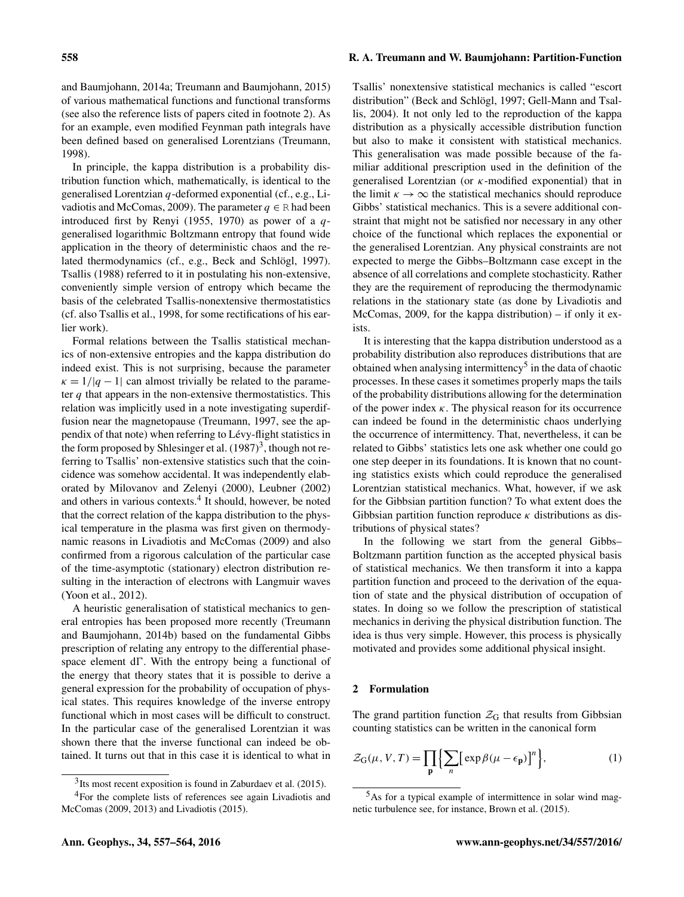and Baumjohann, 2014a; Treumann and Baumjohann, 2015) of various mathematical functions and functional transforms (see also the reference lists of papers cited in footnote 2). As for an example, even modified Feynman path integrals have been defined based on generalised Lorentzians (Treumann, 1998).

In principle, the kappa distribution is a probability distribution function which, mathematically, is identical to the generalised Lorentzian $q$-deformed exponential (cf., e.g., Livadiotis and McComas, 2009). The parameter $q \in \mathbb{R}$ had been introduced first by Renyi (1955, 1970) as power of a $q$-generalised logarithmic Boltzmann entropy that found wide application in the theory of deterministic chaos and the related thermodynamics (cf., e.g., Beck and Schlögl, 1997). Tsallis (1988) referred to it in postulating his non-extensive, conveniently simple version of entropy which became the basis of the celebrated Tsallis-nonextensive thermostatistics (cf. also Tsallis et al., 1998, for some rectifications of his earlier work).

Formal relations between the Tsallis statistical mechanics of non-extensive entropies and the kappa distribution do indeed exist. This is not surprising, because the parameter $\kappa = 1/|q-1|$ can almost trivially be related to the parameter $q$ that appears in the non-extensive thermostatistics. This relation was implicitly used in a note investigating superdiffusion near the magnetopause (Treumann, 1997, see the appendix of that note) when referring to Lévy-flight statistics in the form proposed by Shlesinger et al. (1987)[3], though not referring to Tsallis' non-extensive statistics such that the coincidence was somehow accidental. It was independently elaborated by Milovanov and Zelenyi (2000), Leubner (2002) and others in various contexts.[4] It should, however, be noted that the correct relation of the kappa distribution to the physical temperature in the plasma was first given on thermodynamic reasons in Livadiotis and McComas (2009) and also confirmed from a rigorous calculation of the particular case of the time-asymptotic (stationary) electron distribution resulting in the interaction of electrons with Langmuir waves (Yoon et al., 2012).

A heuristic generalisation of statistical mechanics to general entropies has been proposed more recently (Treumann and Baumjohann, 2014b) based on the fundamental Gibbs prescription of relating any entropy to the differential phase-space element d$\Gamma$. With the entropy being a functional of the energy that theory states that it is possible to derive a general expression for the probability of occupation of physical states. This requires knowledge of the inverse entropy functional which in most cases will be difficult to construct. In the particular case of the generalised Lorentzian it was shown there that the inverse functional can indeed be obtained. It turns out that in this case it is identical to what in Tsallis' nonextensive statistical mechanics is called "escort distribution" (Beck and Schlögl, 1997; Gell-Mann and Tsallis, 2004). It not only led to the reproduction of the kappa distribution as a physically accessible distribution function but also to make it consistent with statistical mechanics. This generalisation was made possible because of the familiar additional prescription used in the definition of the generalised Lorentzian (or $\kappa$-modified exponential) that in the limit $\kappa \to \infty$ the statistical mechanics should reproduce Gibbs' statistical mechanics. This is a severe additional constraint that might not be satisfied nor necessary in any other choice of the functional which replaces the exponential or the generalised Lorentzian. Any physical constraints are not expected to merge the Gibbs–Boltzmann case except in the absence of all correlations and complete stochasticity. Rather they are the requirement of reproducing the thermodynamic relations in the stationary state (as done by Livadiotis and McComas, 2009, for the kappa distribution) – if only it exists.

It is interesting that the kappa distribution understood as a probability distribution also reproduces distributions that are obtained when analysing intermittency[5] in the data of chaotic processes. In these cases it sometimes properly maps the tails of the probability distributions allowing for the determination of the power index $\kappa$. The physical reason for its occurrence can indeed be found in the deterministic chaos underlying the occurrence of intermittency. That, nevertheless, it can be related to Gibbs' statistics lets one ask whether one could go one step deeper in its foundations. It is known that no counting statistics exists which could reproduce the generalised Lorentzian statistical mechanics. What, however, if we ask for the Gibbsian partition function? To what extent does the Gibbsian partition function reproduce $\kappa$ distributions as distributions of physical states?

In the following we start from the general Gibbs–Boltzmann partition function as the accepted physical basis of statistical mechanics. We then transform it into a kappa partition function and proceed to the derivation of the equation of state and the physical distribution of occupation of states. In doing so we follow the prescription of statistical mechanics in deriving the physical distribution function. The idea is thus very simple. However, this process is physically motivated and provides some additional physical insight.

## 2 Formulation

The grand partition function $\mathcal{Z}_G$ that results from Gibbsian counting statistics can be written in the canonical form

$$\mathcal{Z}_G(\mu, V, T) = \prod_{\mathbf{p}} \Big\{ \sum_n \big[\exp\beta(\mu - \epsilon_{\mathbf{p}})\big]^n \Big\}, \tag{1}$$

---

[3] Its most recent exposition is found in Zaburdaev et al. (2015).

[4] For the complete lists of references see again Livadiotis and McComas (2009, 2013) and Livadiotis (2015).

[5] As for a typical example of intermittence in solar wind magnetic turbulence see, for instance, Brown et al. (2015).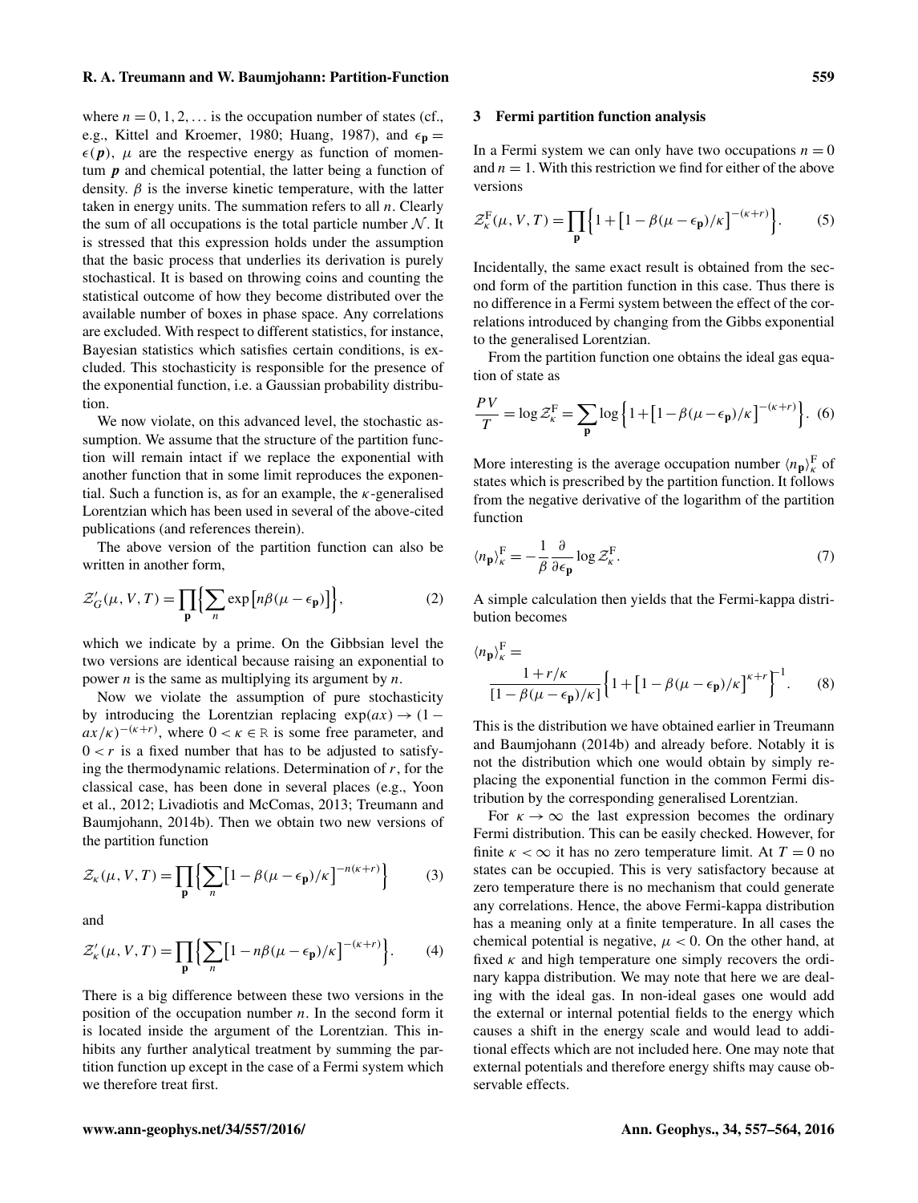where $n = 0, 1, 2, \ldots$ is the occupation number of states (cf., e.g., Kittel and Kroemer, 1980; Huang, 1987), and $\epsilon_{\mathbf{p}} = \epsilon(\boldsymbol{p})$, $\mu$ are the respective energy as function of momentum $\boldsymbol{p}$ and chemical potential, the latter being a function of density. $\beta$ is the inverse kinetic temperature, with the latter taken in energy units. The summation refers to all $n$. Clearly the sum of all occupations is the total particle number $\mathcal{N}$. It is stressed that this expression holds under the assumption that the basic process that underlies its derivation is purely stochastical. It is based on throwing coins and counting the statistical outcome of how they become distributed over the available number of boxes in phase space. Any correlations are excluded. With respect to different statistics, for instance, Bayesian statistics which satisfies certain conditions, is excluded. This stochasticity is responsible for the presence of the exponential function, i.e. a Gaussian probability distribution.

We now violate, on this advanced level, the stochastic assumption. We assume that the structure of the partition function will remain intact if we replace the exponential with another function that in some limit reproduces the exponential. Such a function is, as for an example, the $\kappa$-generalised Lorentzian which has been used in several of the above-cited publications (and references therein).

The above version of the partition function can also be written in another form,

$$\mathcal{Z}'_G(\mu, V, T) = \prod_{\mathbf{p}} \Big\{ \sum_n \exp\big[n\beta(\mu - \epsilon_{\mathbf{p}})\big] \Big\}, \tag{2}$$

which we indicate by a prime. On the Gibbsian level the two versions are identical because raising an exponential to power $n$ is the same as multiplying its argument by $n$.

Now we violate the assumption of pure stochasticity by introducing the Lorentzian replacing $\exp(ax) \to (1 - ax/\kappa)^{-(\kappa+r)}$, where $0 < \kappa \in \mathbb{R}$ is some free parameter, and $0 < r$ is a fixed number that has to be adjusted to satisfying the thermodynamic relations. Determination of $r$, for the classical case, has been done in several places (e.g., Yoon et al., 2012; Livadiotis and McComas, 2013; Treumann and Baumjohann, 2014b). Then we obtain two new versions of the partition function

$$\mathcal{Z}_\kappa(\mu, V, T) = \prod_{\mathbf{p}} \Big\{ \sum_n \big[1 - \beta(\mu - \epsilon_{\mathbf{p}})/\kappa\big]^{-n(\kappa+r)} \Big\} \tag{3}$$

and

$$\mathcal{Z}'_\kappa(\mu, V, T) = \prod_{\mathbf{p}} \Big\{ \sum_n \big[1 - n\beta(\mu - \epsilon_{\mathbf{p}})/\kappa\big]^{-(\kappa+r)} \Big\}. \tag{4}$$

There is a big difference between these two versions in the position of the occupation number $n$. In the second form it is located inside the argument of the Lorentzian. This inhibits any further analytical treatment by summing the partition function up except in the case of a Fermi system which we therefore treat first.

## 3 Fermi partition function analysis

In a Fermi system we can only have two occupations $n = 0$ and $n = 1$. With this restriction we find for either of the above versions

$$\mathcal{Z}^{\mathrm{F}}_\kappa(\mu, V, T) = \prod_{\mathbf{p}} \Big\{ 1 + \big[1 - \beta(\mu - \epsilon_{\mathbf{p}})/\kappa\big]^{-(\kappa+r)} \Big\}. \tag{5}$$

Incidentally, the same exact result is obtained from the second form of the partition function in this case. Thus there is no difference in a Fermi system between the effect of the correlations introduced by changing from the Gibbs exponential to the generalised Lorentzian.

From the partition function one obtains the ideal gas equation of state as

$$\frac{PV}{T} = \log \mathcal{Z}^{\mathrm{F}}_\kappa = \sum_{\mathbf{p}} \log \Big\{ 1 + \big[1 - \beta(\mu - \epsilon_{\mathbf{p}})/\kappa\big]^{-(\kappa+r)} \Big\}. \tag{6}$$

More interesting is the average occupation number $\langle n_{\mathbf{p}} \rangle^{\mathrm{F}}_\kappa$ of states which is prescribed by the partition function. It follows from the negative derivative of the logarithm of the partition function

$$\langle n_{\mathbf{p}} \rangle^{\mathrm{F}}_\kappa = -\frac{1}{\beta} \frac{\partial}{\partial \epsilon_{\mathbf{p}}} \log \mathcal{Z}^{\mathrm{F}}_\kappa. \tag{7}$$

A simple calculation then yields that the Fermi-kappa distribution becomes

$$\langle n_{\mathbf{p}} \rangle^{\mathrm{F}}_\kappa = \frac{1 + r/\kappa}{[1 - \beta(\mu - \epsilon_{\mathbf{p}})/\kappa]} \Big\{ 1 + \big[1 - \beta(\mu - \epsilon_{\mathbf{p}})/\kappa\big]^{\kappa+r} \Big\}^{-1}. \tag{8}$$

This is the distribution we have obtained earlier in Treumann and Baumjohann (2014b) and already before. Notably it is not the distribution which one would obtain by simply replacing the exponential function in the common Fermi distribution by the corresponding generalised Lorentzian.

For $\kappa \to \infty$ the last expression becomes the ordinary Fermi distribution. This can be easily checked. However, for finite $\kappa < \infty$ it has no zero temperature limit. At $T = 0$ no states can be occupied. This is very satisfactory because at zero temperature there is no mechanism that could generate any correlations. Hence, the above Fermi-kappa distribution has a meaning only at a finite temperature. In all cases the chemical potential is negative, $\mu < 0$. On the other hand, at fixed $\kappa$ and high temperature one simply recovers the ordinary kappa distribution. We may note that here we are dealing with the ideal gas. In non-ideal gases one would add the external or internal potential fields to the energy which causes a shift in the energy scale and would lead to additional effects which are not included here. One may note that external potentials and therefore energy shifts may cause observable effects.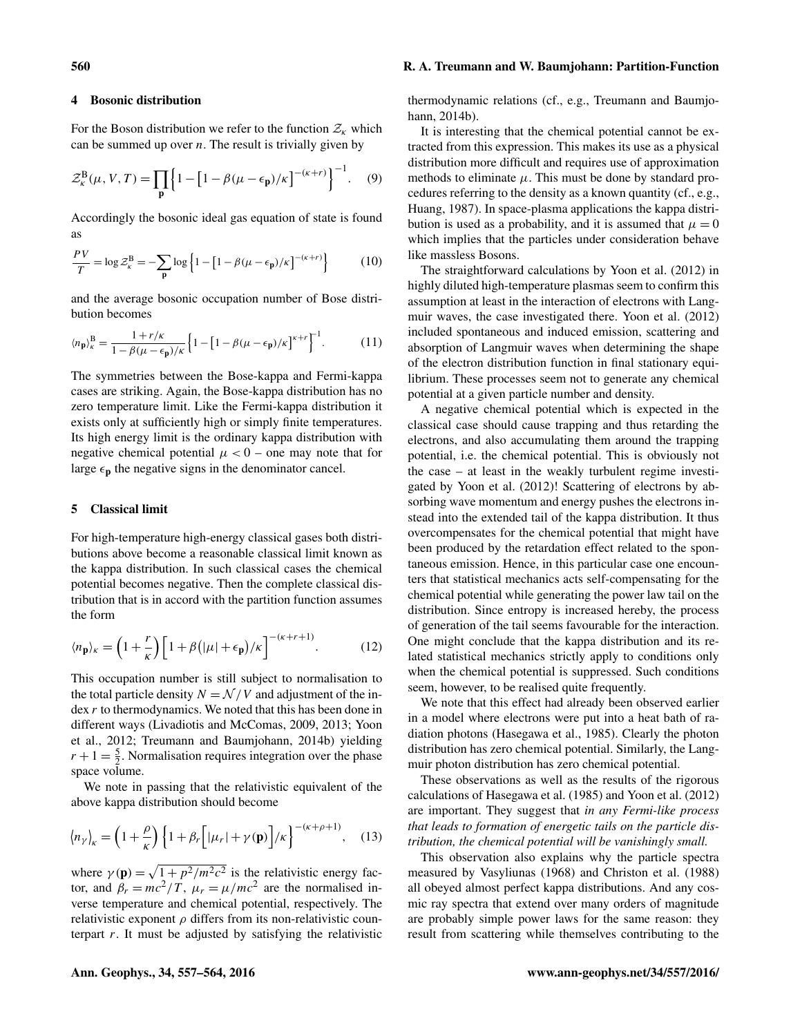## 4 Bosonic distribution

For the Boson distribution we refer to the function $\mathcal{Z}_\kappa$ which can be summed up over $n$. The result is trivially given by

$$\mathcal{Z}_\kappa^{\mathrm{B}}(\mu, V, T) = \prod_{\mathbf{p}} \left\{ 1 - \left[1 - \beta(\mu - \epsilon_{\mathbf{p}})/\kappa\right]^{-(\kappa+r)} \right\}^{-1}. \quad (9)$$

Accordingly the bosonic ideal gas equation of state is found as

$$\frac{PV}{T} = \log \mathcal{Z}_\kappa^{\mathrm{B}} = -\sum_{\mathbf{p}} \log \left\{ 1 - \left[1 - \beta(\mu - \epsilon_{\mathbf{p}})/\kappa\right]^{-(\kappa+r)} \right\} \quad (10)$$

and the average bosonic occupation number of Bose distribution becomes

$$\langle n_{\mathbf{p}} \rangle_\kappa^{\mathrm{B}} = \frac{1 + r/\kappa}{1 - \beta(\mu - \epsilon_{\mathbf{p}})/\kappa} \left\{ 1 - \left[1 - \beta(\mu - \epsilon_{\mathbf{p}})/\kappa\right]^{\kappa+r} \right\}^{-1}. \quad (11)$$

The symmetries between the Bose-kappa and Fermi-kappa cases are striking. Again, the Bose-kappa distribution has no zero temperature limit. Like the Fermi-kappa distribution it exists only at sufficiently high or simply finite temperatures. Its high energy limit is the ordinary kappa distribution with negative chemical potential $\mu < 0$ – one may note that for large $\epsilon_{\mathbf{p}}$ the negative signs in the denominator cancel.

## 5 Classical limit

For high-temperature high-energy classical gases both distributions above become a reasonable classical limit known as the kappa distribution. In such classical cases the chemical potential becomes negative. Then the complete classical distribution that is in accord with the partition function assumes the form

$$\langle n_{\mathbf{p}} \rangle_\kappa = \left(1 + \frac{r}{\kappa}\right) \left[1 + \beta\big(|\mu| + \epsilon_{\mathbf{p}}\big)/\kappa\right]^{-(\kappa+r+1)}. \quad (12)$$

This occupation number is still subject to normalisation to the total particle density $N = \mathcal{N}/V$ and adjustment of the index $r$ to thermodynamics. We noted that this has been done in different ways (Livadiotis and McComas, 2009, 2013; Yoon et al., 2012; Treumann and Baumjohann, 2014b) yielding $r + 1 = \frac{5}{2}$. Normalisation requires integration over the phase space volume.

We note in passing that the relativistic equivalent of the above kappa distribution should become

$$\big\langle n_\gamma \big\rangle_\kappa = \left(1 + \frac{\rho}{\kappa}\right) \left\{ 1 + \beta_r \Big[|\mu_r| + \gamma(\mathbf{p})\Big]/\kappa \right\}^{-(\kappa+\rho+1)}, \quad (13)$$

where $\gamma(\mathbf{p}) = \sqrt{1 + p^2/m^2c^2}$ is the relativistic energy factor, and $\beta_r = mc^2/T$, $\mu_r = \mu/mc^2$ are the normalised inverse temperature and chemical potential, respectively. The relativistic exponent $\rho$ differs from its non-relativistic counterpart $r$. It must be adjusted by satisfying the relativistic thermodynamic relations (cf., e.g., Treumann and Baumjohann, 2014b).

It is interesting that the chemical potential cannot be extracted from this expression. This makes its use as a physical distribution more difficult and requires use of approximation methods to eliminate $\mu$. This must be done by standard procedures referring to the density as a known quantity (cf., e.g., Huang, 1987). In space-plasma applications the kappa distribution is used as a probability, and it is assumed that $\mu = 0$ which implies that the particles under consideration behave like massless Bosons.

The straightforward calculations by Yoon et al. (2012) in highly diluted high-temperature plasmas seem to confirm this assumption at least in the interaction of electrons with Langmuir waves, the case investigated there. Yoon et al. (2012) included spontaneous and induced emission, scattering and absorption of Langmuir waves when determining the shape of the electron distribution function in final stationary equilibrium. These processes seem not to generate any chemical potential at a given particle number and density.

A negative chemical potential which is expected in the classical case should cause trapping and thus retarding the electrons, and also accumulating them around the trapping potential, i.e. the chemical potential. This is obviously not the case – at least in the weakly turbulent regime investigated by Yoon et al. (2012)! Scattering of electrons by absorbing wave momentum and energy pushes the electrons instead into the extended tail of the kappa distribution. It thus overcompensates for the chemical potential that might have been produced by the retardation effect related to the spontaneous emission. Hence, in this particular case one encounters that statistical mechanics acts self-compensating for the chemical potential while generating the power law tail on the distribution. Since entropy is increased hereby, the process of generation of the tail seems favourable for the interaction. One might conclude that the kappa distribution and its related statistical mechanics strictly apply to conditions only when the chemical potential is suppressed. Such conditions seem, however, to be realised quite frequently.

We note that this effect had already been observed earlier in a model where electrons were put into a heat bath of radiation photons (Hasegawa et al., 1985). Clearly the photon distribution has zero chemical potential. Similarly, the Langmuir photon distribution has zero chemical potential.

These observations as well as the results of the rigorous calculations of Hasegawa et al. (1985) and Yoon et al. (2012) are important. They suggest that *in any Fermi-like process that leads to formation of energetic tails on the particle distribution, the chemical potential will be vanishingly small.*

This observation also explains why the particle spectra measured by Vasyliunas (1968) and Christon et al. (1988) all obeyed almost perfect kappa distributions. And any cosmic ray spectra that extend over many orders of magnitude are probably simple power laws for the same reason: they result from scattering while themselves contributing to the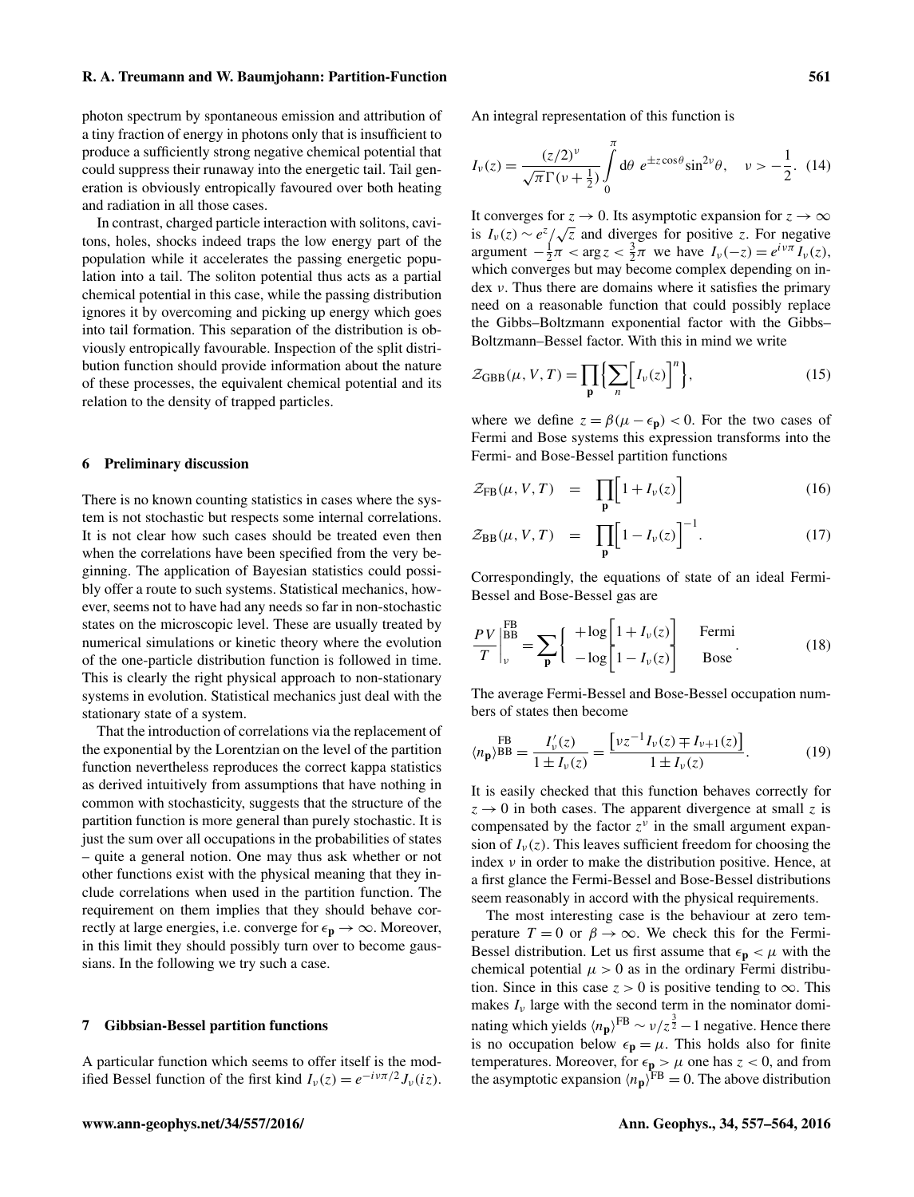photon spectrum by spontaneous emission and attribution of a tiny fraction of energy in photons only that is insufficient to produce a sufficiently strong negative chemical potential that could suppress their runaway into the energetic tail. Tail generation is obviously entropically favoured over both heating and radiation in all those cases.

In contrast, charged particle interaction with solitons, cavitons, holes, shocks indeed traps the low energy part of the population while it accelerates the passing energetic population into a tail. The soliton potential thus acts as a partial chemical potential in this case, while the passing distribution ignores it by overcoming and picking up energy which goes into tail formation. This separation of the distribution is obviously entropically favourable. Inspection of the split distribution function should provide information about the nature of these processes, the equivalent chemical potential and its relation to the density of trapped particles.

## 6 Preliminary discussion

There is no known counting statistics in cases where the system is not stochastic but respects some internal correlations. It is not clear how such cases should be treated even then when the correlations have been specified from the very beginning. The application of Bayesian statistics could possibly offer a route to such systems. Statistical mechanics, however, seems not to have had any needs so far in non-stochastic states on the microscopic level. These are usually treated by numerical simulations or kinetic theory where the evolution of the one-particle distribution function is followed in time. This is clearly the right physical approach to non-stationary systems in evolution. Statistical mechanics just deal with the stationary state of a system.

That the introduction of correlations via the replacement of the exponential by the Lorentzian on the level of the partition function nevertheless reproduces the correct kappa statistics as derived intuitively from assumptions that have nothing in common with stochasticity, suggests that the structure of the partition function is more general than purely stochastic. It is just the sum over all occupations in the probabilities of states – quite a general notion. One may thus ask whether or not other functions exist with the physical meaning that they include correlations when used in the partition function. The requirement on them implies that they should behave correctly at large energies, i.e. converge for $\epsilon_{\mathbf{p}} \to \infty$. Moreover, in this limit they should possibly turn over to become gaussians. In the following we try such a case.

## 7 Gibbsian-Bessel partition functions

A particular function which seems to offer itself is the modified Bessel function of the first kind $I_\nu(z) = e^{-i\nu\pi/2} J_\nu(iz)$. An integral representation of this function is

$$I_\nu(z) = \frac{(z/2)^\nu}{\sqrt{\pi}\,\Gamma(\nu+\frac{1}{2})} \int_0^\pi \mathrm{d}\theta\ e^{\pm z\cos\theta} \sin^{2\nu}\theta, \quad \nu > -\frac{1}{2}. \tag{14}$$

It converges for $z \to 0$. Its asymptotic expansion for $z \to \infty$ is $I_\nu(z) \sim e^z/\sqrt{z}$ and diverges for positive $z$. For negative argument $-\frac{1}{2}\pi < \arg z < \frac{3}{2}\pi$ we have $I_\nu(-z) = e^{i\nu\pi} I_\nu(z)$, which converges but may become complex depending on index $\nu$. Thus there are domains where it satisfies the primary need on a reasonable function that could possibly replace the Gibbs–Boltzmann exponential factor with the Gibbs–Boltzmann–Bessel factor. With this in mind we write

$$\mathcal{Z}_{\mathrm{GBB}}(\mu, V, T) = \prod_{\mathbf{p}} \Big\{ \sum_n \Big[ I_\nu(z) \Big]^n \Big\}, \tag{15}$$

where we define $z = \beta(\mu - \epsilon_{\mathbf{p}}) < 0$. For the two cases of Fermi and Bose systems this expression transforms into the Fermi- and Bose-Bessel partition functions

$$\mathcal{Z}_{\mathrm{FB}}(\mu, V, T) = \prod_{\mathbf{p}} \Big[ 1 + I_\nu(z) \Big] \tag{16}$$

$$\mathcal{Z}_{\mathrm{BB}}(\mu, V, T) = \prod_{\mathbf{p}} \Big[ 1 - I_\nu(z) \Big]^{-1}. \tag{17}$$

Correspondingly, the equations of state of an ideal Fermi-Bessel and Bose-Bessel gas are

$$\frac{PV}{T}\Bigg|_\nu^{\substack{\mathrm{FB}\\ \mathrm{BB}}} = \sum_{\mathbf{p}} \left\{ \begin{array}{ll} +\log\Big[1 + I_\nu(z)\Big] & \text{Fermi} \\ -\log\Big[1 - I_\nu(z)\Big] & \text{Bose} \end{array} \right. . \tag{18}$$

The average Fermi-Bessel and Bose-Bessel occupation numbers of states then become

$$\langle n_{\mathbf{p}} \rangle_{\mathrm{BB}}^{\mathrm{FB}} = \frac{I'_\nu(z)}{1 \pm I_\nu(z)} = \frac{\big[\nu z^{-1} I_\nu(z) \mp I_{\nu+1}(z)\big]}{1 \pm I_\nu(z)}. \tag{19}$$

It is easily checked that this function behaves correctly for $z \to 0$ in both cases. The apparent divergence at small $z$ is compensated by the factor $z^\nu$ in the small argument expansion of $I_\nu(z)$. This leaves sufficient freedom for choosing the index $\nu$ in order to make the distribution positive. Hence, at a first glance the Fermi-Bessel and Bose-Bessel distributions seem reasonably in accord with the physical requirements.

The most interesting case is the behaviour at zero temperature $T = 0$ or $\beta \to \infty$. We check this for the Fermi-Bessel distribution. Let us first assume that $\epsilon_{\mathbf{p}} < \mu$ with the chemical potential $\mu > 0$ as in the ordinary Fermi distribution. Since in this case $z > 0$ is positive tending to $\infty$. This makes $I_\nu$ large with the second term in the nominator dominating which yields $\langle n_{\mathbf{p}} \rangle^{\mathrm{FB}} \sim \nu/z^{\frac{3}{2}} - 1$ negative. Hence there is no occupation below $\epsilon_{\mathbf{p}} = \mu$. This holds also for finite temperatures. Moreover, for $\epsilon_{\mathbf{p}} > \mu$ one has $z < 0$, and from the asymptotic expansion $\langle n_{\mathbf{p}} \rangle^{\mathrm{FB}} = 0$. The above distribution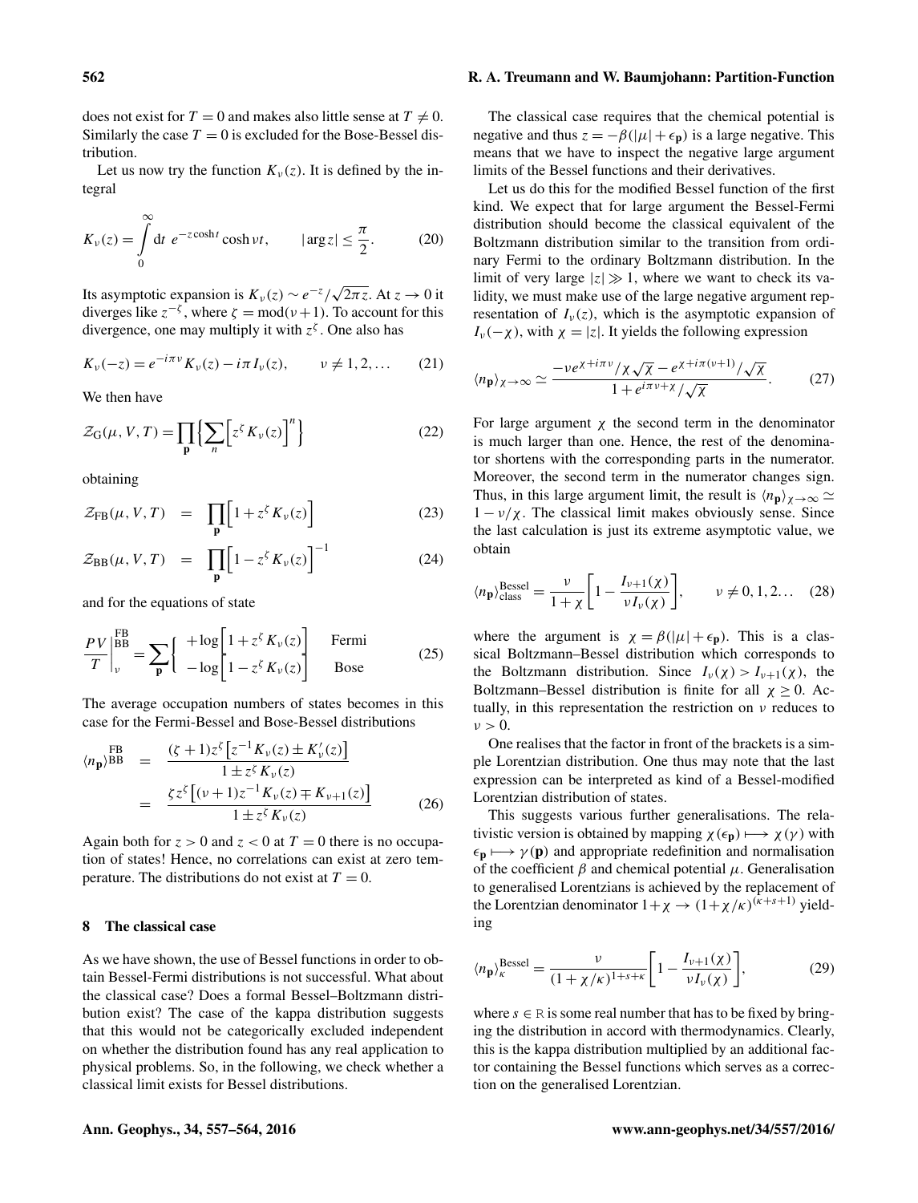does not exist for $T = 0$ and makes also little sense at $T \neq 0$. Similarly the case $T = 0$ is excluded for the Bose-Bessel distribution.

Let us now try the function $K_\nu(z)$. It is defined by the integral

$$K_\nu(z) = \int_0^\infty \mathrm{d}t \; e^{-z\cosh t} \cosh \nu t, \qquad |\arg z| \leq \frac{\pi}{2}. \tag{20}$$

Its asymptotic expansion is $K_\nu(z) \sim e^{-z}/\sqrt{2\pi z}$. At $z \to 0$ it diverges like $z^{-\zeta}$, where $\zeta = \mathrm{mod}(\nu+1)$. To account for this divergence, one may multiply it with $z^\zeta$. One also has

$$K_\nu(-z) = e^{-i\pi\nu} K_\nu(z) - i\pi I_\nu(z), \qquad \nu \neq 1, 2, \ldots \tag{21}$$

We then have

$$\mathcal{Z}_\mathrm{G}(\mu, V, T) = \prod_\mathbf{p} \Big\{ \sum_n \Big[ z^\zeta K_\nu(z) \Big]^n \Big\} \tag{22}$$

obtaining

$$\mathcal{Z}_\mathrm{FB}(\mu, V, T) = \prod_\mathbf{p} \Big[ 1 + z^\zeta K_\nu(z) \Big] \tag{23}$$

$$\mathcal{Z}_\mathrm{BB}(\mu, V, T) = \prod_\mathbf{p} \Big[ 1 - z^\zeta K_\nu(z) \Big]^{-1} \tag{24}$$

and for the equations of state

$$\frac{PV}{T}\bigg|_\nu^{\mathrm{FB}\atop\mathrm{BB}} = \sum_\mathbf{p} \begin{cases} +\log\Big[1 + z^\zeta K_\nu(z)\Big] & \text{Fermi} \\ -\log\Big[1 - z^\zeta K_\nu(z)\Big] & \text{Bose} \end{cases} \tag{25}$$

The average occupation numbers of states becomes in this case for the Fermi-Bessel and Bose-Bessel distributions

$$\begin{aligned} \langle n_\mathbf{p} \rangle_\mathrm{BB}^\mathrm{FB} &= \frac{(\zeta+1) z^\zeta \big[ z^{-1} K_\nu(z) \pm K'_\nu(z) \big]}{1 \pm z^\zeta K_\nu(z)} \\ &= \frac{\zeta z^\zeta \big[ (\nu+1) z^{-1} K_\nu(z) \mp K_{\nu+1}(z) \big]}{1 \pm z^\zeta K_\nu(z)} \end{aligned} \tag{26}$$

Again both for $z > 0$ and $z < 0$ at $T = 0$ there is no occupation of states! Hence, no correlations can exist at zero temperature. The distributions do not exist at $T = 0$.

## 8 The classical case

As we have shown, the use of Bessel functions in order to obtain Bessel-Fermi distributions is not successful. What about the classical case? Does a formal Bessel–Boltzmann distribution exist? The case of the kappa distribution suggests that this would not be categorically excluded independent on whether the distribution found has any real application to physical problems. So, in the following, we check whether a classical limit exists for Bessel distributions.

The classical case requires that the chemical potential is negative and thus $z = -\beta(|\mu| + \epsilon_\mathbf{p})$ is a large negative. This means that we have to inspect the negative large argument limits of the Bessel functions and their derivatives.

Let us do this for the modified Bessel function of the first kind. We expect that for large argument the Bessel-Fermi distribution should become the classical equivalent of the Boltzmann distribution similar to the transition from ordinary Fermi to the ordinary Boltzmann distribution. In the limit of very large $|z| \gg 1$, where we want to check its validity, we must make use of the large negative argument representation of $I_\nu(z)$, which is the asymptotic expansion of $I_\nu(-\chi)$, with $\chi = |z|$. It yields the following expression

$$\langle n_\mathbf{p} \rangle_{\chi\to\infty} \simeq \frac{-\nu e^{\chi + i\pi\nu}/\chi\sqrt{\chi} - e^{\chi + i\pi(\nu+1)}/\sqrt{\chi}}{1 + e^{i\pi\nu + \chi}/\sqrt{\chi}}. \tag{27}$$

For large argument $\chi$ the second term in the denominator is much larger than one. Hence, the rest of the denominator shortens with the corresponding parts in the numerator. Moreover, the second term in the numerator changes sign. Thus, in this large argument limit, the result is $\langle n_\mathbf{p} \rangle_{\chi\to\infty} \simeq 1 - \nu/\chi$. The classical limit makes obviously sense. Since the last calculation is just its extreme asymptotic value, we obtain

$$\langle n_\mathbf{p} \rangle_\mathrm{class}^\mathrm{Bessel} = \frac{\nu}{1+\chi}\left[1 - \frac{I_{\nu+1}(\chi)}{\nu I_\nu(\chi)}\right], \qquad \nu \neq 0, 1, 2 \ldots \tag{28}$$

where the argument is $\chi = \beta(|\mu| + \epsilon_\mathbf{p})$. This is a classical Boltzmann–Bessel distribution which corresponds to the Boltzmann distribution. Since $I_\nu(\chi) > I_{\nu+1}(\chi)$, the Boltzmann–Bessel distribution is finite for all $\chi \geq 0$. Actually, in this representation the restriction on $\nu$ reduces to $\nu > 0$.

One realises that the factor in front of the brackets is a simple Lorentzian distribution. One thus may note that the last expression can be interpreted as kind of a Bessel-modified Lorentzian distribution of states.

This suggests various further generalisations. The relativistic version is obtained by mapping $\chi(\epsilon_\mathbf{p}) \longmapsto \chi(\gamma)$ with $\epsilon_\mathbf{p} \longmapsto \gamma(\mathbf{p})$ and appropriate redefinition and normalisation of the coefficient $\beta$ and chemical potential $\mu$. Generalisation to generalised Lorentzians is achieved by the replacement of the Lorentzian denominator $1 + \chi \to (1 + \chi/\kappa)^{(\kappa+s+1)}$ yielding

$$\langle n_\mathbf{p} \rangle_\kappa^\mathrm{Bessel} = \frac{\nu}{(1+\chi/\kappa)^{1+s+\kappa}}\left[1 - \frac{I_{\nu+1}(\chi)}{\nu I_\nu(\chi)}\right], \tag{29}$$

where $s \in \mathbb{R}$ is some real number that has to be fixed by bringing the distribution in accord with thermodynamics. Clearly, this is the kappa distribution multiplied by an additional factor containing the Bessel functions which serves as a correction on the generalised Lorentzian.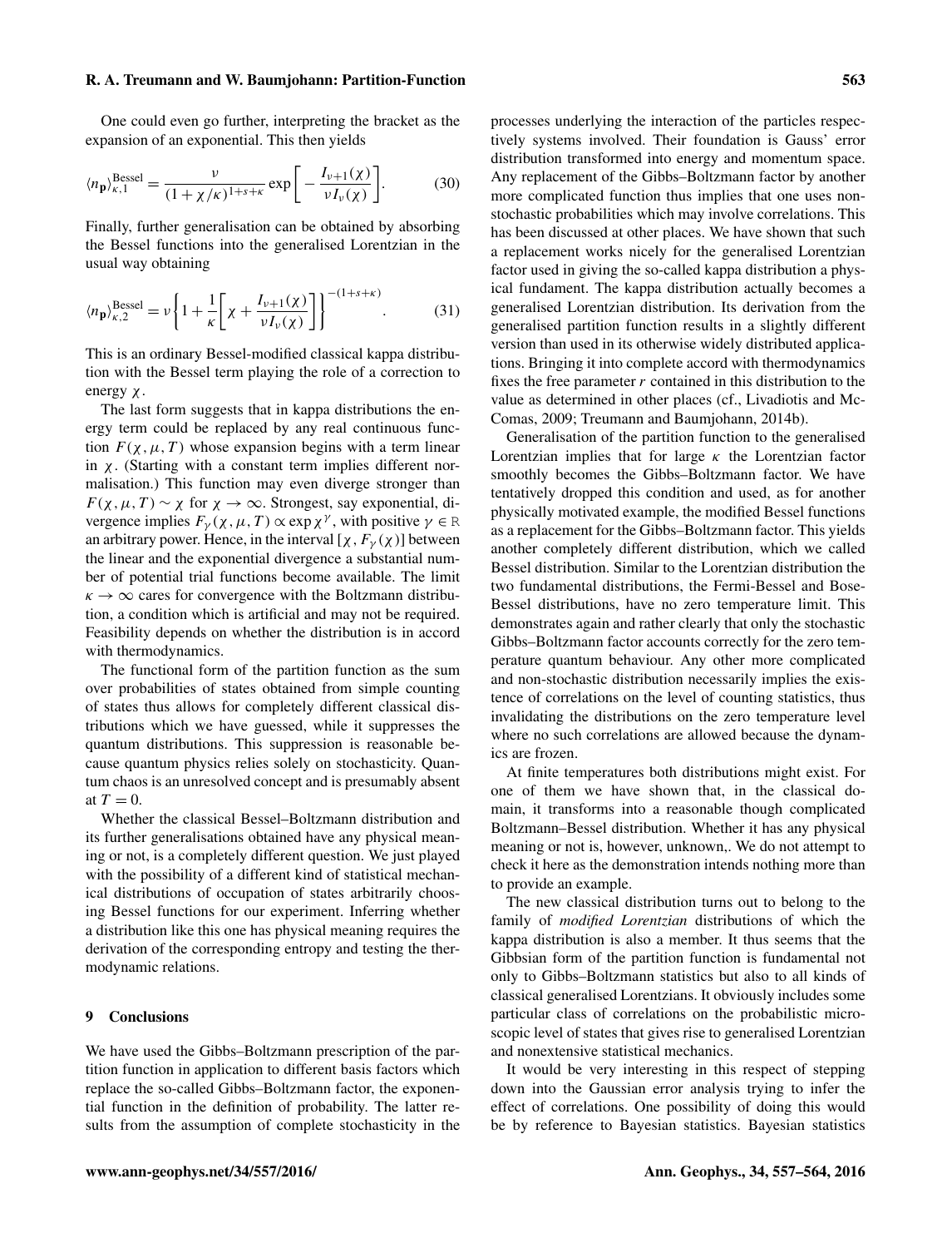One could even go further, interpreting the bracket as the expansion of an exponential. This then yields

$$\langle n_{\mathbf{p}}\rangle_{\kappa,1}^{\mathrm{Bessel}} = \frac{\nu}{(1+\chi/\kappa)^{1+s+\kappa}} \exp\left[-\frac{I_{\nu+1}(\chi)}{\nu I_\nu(\chi)}\right]. \tag{30}$$

Finally, further generalisation can be obtained by absorbing the Bessel functions into the generalised Lorentzian in the usual way obtaining

$$\langle n_{\mathbf{p}}\rangle_{\kappa,2}^{\mathrm{Bessel}} = \nu\left\{1+\frac{1}{\kappa}\left[\chi + \frac{I_{\nu+1}(\chi)}{\nu I_\nu(\chi)}\right]\right\}^{-(1+s+\kappa)}. \tag{31}$$

This is an ordinary Bessel-modified classical kappa distribution with the Bessel term playing the role of a correction to energy $\chi$.

The last form suggests that in kappa distributions the energy term could be replaced by any real continuous function $F(\chi,\mu,T)$ whose expansion begins with a term linear in $\chi$. (Starting with a constant term implies different normalisation.) This function may even diverge stronger than $F(\chi,\mu,T)\sim\chi$ for $\chi\to\infty$. Strongest, say exponential, divergence implies $F_\gamma(\chi,\mu,T)\propto\exp\chi^\gamma$, with positive $\gamma\in\mathbb{R}$ an arbitrary power. Hence, in the interval $[\chi, F_\gamma(\chi)]$ between the linear and the exponential divergence a substantial number of potential trial functions become available. The limit $\kappa\to\infty$ cares for convergence with the Boltzmann distribution, a condition which is artificial and may not be required. Feasibility depends on whether the distribution is in accord with thermodynamics.

The functional form of the partition function as the sum over probabilities of states obtained from simple counting of states thus allows for completely different classical distributions which we have guessed, while it suppresses the quantum distributions. This suppression is reasonable because quantum physics relies solely on stochasticity. Quantum chaos is an unresolved concept and is presumably absent at $T=0$.

Whether the classical Bessel–Boltzmann distribution and its further generalisations obtained have any physical meaning or not, is a completely different question. We just played with the possibility of a different kind of statistical mechanical distributions of occupation of states arbitrarily choosing Bessel functions for our experiment. Inferring whether a distribution like this one has physical meaning requires the derivation of the corresponding entropy and testing the thermodynamic relations.

## 9 Conclusions

We have used the Gibbs–Boltzmann prescription of the partition function in application to different basis factors which replace the so-called Gibbs–Boltzmann factor, the exponential function in the definition of probability. The latter results from the assumption of complete stochasticity in the processes underlying the interaction of the particles respectively systems involved. Their foundation is Gauss' error distribution transformed into energy and momentum space. Any replacement of the Gibbs–Boltzmann factor by another more complicated function thus implies that one uses non-stochastic probabilities which may involve correlations. This has been discussed at other places. We have shown that such a replacement works nicely for the generalised Lorentzian factor used in giving the so-called kappa distribution a physical fundament. The kappa distribution actually becomes a generalised Lorentzian distribution. Its derivation from the generalised partition function results in a slightly different version than used in its otherwise widely distributed applications. Bringing it into complete accord with thermodynamics fixes the free parameter $r$ contained in this distribution to the value as determined in other places (cf., Livadiotis and McComas, 2009; Treumann and Baumjohann, 2014b).

Generalisation of the partition function to the generalised Lorentzian implies that for large $\kappa$ the Lorentzian factor smoothly becomes the Gibbs–Boltzmann factor. We have tentatively dropped this condition and used, as for another physically motivated example, the modified Bessel functions as a replacement for the Gibbs–Boltzmann factor. This yields another completely different distribution, which we called Bessel distribution. Similar to the Lorentzian distribution the two fundamental distributions, the Fermi-Bessel and Bose-Bessel distributions, have no zero temperature limit. This demonstrates again and rather clearly that only the stochastic Gibbs–Boltzmann factor accounts correctly for the zero temperature quantum behaviour. Any other more complicated and non-stochastic distribution necessarily implies the existence of correlations on the level of counting statistics, thus invalidating the distributions on the zero temperature level where no such correlations are allowed because the dynamics are frozen.

At finite temperatures both distributions might exist. For one of them we have shown that, in the classical domain, it transforms into a reasonable though complicated Boltzmann–Bessel distribution. Whether it has any physical meaning or not is, however, unknown,. We do not attempt to check it here as the demonstration intends nothing more than to provide an example.

The new classical distribution turns out to belong to the family of *modified Lorentzian* distributions of which the kappa distribution is also a member. It thus seems that the Gibbsian form of the partition function is fundamental not only to Gibbs–Boltzmann statistics but also to all kinds of classical generalised Lorentzians. It obviously includes some particular class of correlations on the probabilistic microscopic level of states that gives rise to generalised Lorentzian and nonextensive statistical mechanics.

It would be very interesting in this respect of stepping down into the Gaussian error analysis trying to infer the effect of correlations. One possibility of doing this would be by reference to Bayesian statistics. Bayesian statistics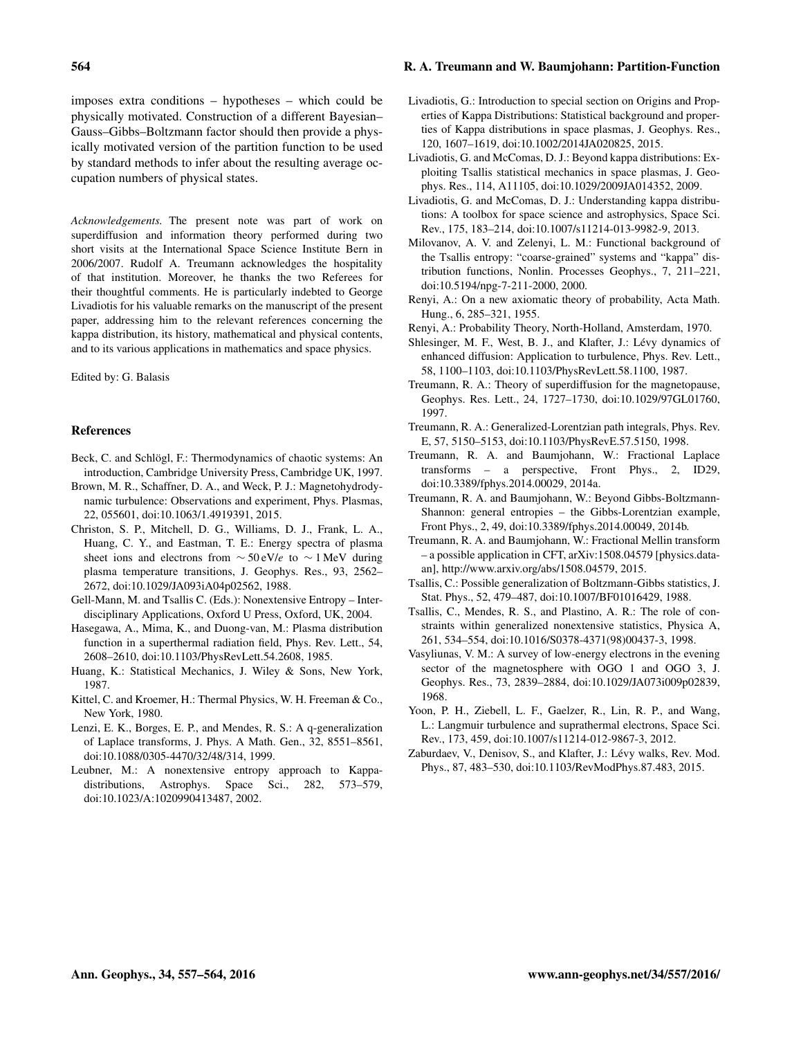imposes extra conditions – hypotheses – which could be physically motivated. Construction of a different Bayesian–Gauss–Gibbs–Boltzmann factor should then provide a physically motivated version of the partition function to be used by standard methods to infer about the resulting average occupation numbers of physical states.

*Acknowledgements.* The present note was part of work on superdiffusion and information theory performed during two short visits at the International Space Science Institute Bern in 2006/2007. Rudolf A. Treumann acknowledges the hospitality of that institution. Moreover, he thanks the two Referees for their thoughtful comments. He is particularly indebted to George Livadiotis for his valuable remarks on the manuscript of the present paper, addressing him to the relevant references concerning the kappa distribution, its history, mathematical and physical contents, and to its various applications in mathematics and space physics.

Edited by: G. Balasis

## References

Beck, C. and Schlögl, F.: Thermodynamics of chaotic systems: An introduction, Cambridge University Press, Cambridge UK, 1997.

Brown, M. R., Schaffner, D. A., and Weck, P. J.: Magnetohydrodynamic turbulence: Observations and experiment, Phys. Plasmas, 22, 055601, doi:10.1063/1.4919391, 2015.

Christon, S. P., Mitchell, D. G., Williams, D. J., Frank, L. A., Huang, C. Y., and Eastman, T. E.: Energy spectra of plasma sheet ions and electrons from $\sim 50\,\mathrm{eV}/e$ to $\sim 1\,\mathrm{MeV}$ during plasma temperature transitions, J. Geophys. Res., 93, 2562–2672, doi:10.1029/JA093iA04p02562, 1988.

Gell-Mann, M. and Tsallis C. (Eds.): Nonextensive Entropy – Interdisciplinary Applications, Oxford U Press, Oxford, UK, 2004.

Hasegawa, A., Mima, K., and Duong-van, M.: Plasma distribution function in a superthermal radiation field, Phys. Rev. Lett., 54, 2608–2610, doi:10.1103/PhysRevLett.54.2608, 1985.

Huang, K.: Statistical Mechanics, J. Wiley & Sons, New York, 1987.

Kittel, C. and Kroemer, H.: Thermal Physics, W. H. Freeman & Co., New York, 1980.

Lenzi, E. K., Borges, E. P., and Mendes, R. S.: A q-generalization of Laplace transforms, J. Phys. A Math. Gen., 32, 8551–8561, doi:10.1088/0305-4470/32/48/314, 1999.

Leubner, M.: A nonextensive entropy approach to Kappa-distributions, Astrophys. Space Sci., 282, 573–579, doi:10.1023/A:1020990413487, 2002.

Livadiotis, G.: Introduction to special section on Origins and Properties of Kappa Distributions: Statistical background and properties of Kappa distributions in space plasmas, J. Geophys. Res., 120, 1607–1619, doi:10.1002/2014JA020825, 2015.

Livadiotis, G. and McComas, D. J.: Beyond kappa distributions: Exploiting Tsallis statistical mechanics in space plasmas, J. Geophys. Res., 114, A11105, doi:10.1029/2009JA014352, 2009.

Livadiotis, G. and McComas, D. J.: Understanding kappa distributions: A toolbox for space science and astrophysics, Space Sci. Rev., 175, 183–214, doi:10.1007/s11214-013-9982-9, 2013.

Milovanov, A. V. and Zelenyi, L. M.: Functional background of the Tsallis entropy: "coarse-grained" systems and "kappa" distribution functions, Nonlin. Processes Geophys., 7, 211–221, doi:10.5194/npg-7-211-2000, 2000.

Renyi, A.: On a new axiomatic theory of probability, Acta Math. Hung., 6, 285–321, 1955.

Renyi, A.: Probability Theory, North-Holland, Amsterdam, 1970.

Shlesinger, M. F., West, B. J., and Klafter, J.: Lévy dynamics of enhanced diffusion: Application to turbulence, Phys. Rev. Lett., 58, 1100–1103, doi:10.1103/PhysRevLett.58.1100, 1987.

Treumann, R. A.: Theory of superdiffusion for the magnetopause, Geophys. Res. Lett., 24, 1727–1730, doi:10.1029/97GL01760, 1997.

Treumann, R. A.: Generalized-Lorentzian path integrals, Phys. Rev. E, 57, 5150–5153, doi:10.1103/PhysRevE.57.5150, 1998.

Treumann, R. A. and Baumjohann, W.: Fractional Laplace transforms – a perspective, Front Phys., 2, ID29, doi:10.3389/fphys.2014.00029, 2014a.

Treumann, R. A. and Baumjohann, W.: Beyond Gibbs-Boltzmann-Shannon: general entropies – the Gibbs-Lorentzian example, Front Phys., 2, 49, doi:10.3389/fphys.2014.00049, 2014b.

Treumann, R. A. and Baumjohann, W.: Fractional Mellin transform – a possible application in CFT, arXiv:1508.04579 [physics.data-an], http://www.arxiv.org/abs/1508.04579, 2015.

Tsallis, C.: Possible generalization of Boltzmann-Gibbs statistics, J. Stat. Phys., 52, 479–487, doi:10.1007/BF01016429, 1988.

Tsallis, C., Mendes, R. S., and Plastino, A. R.: The role of constraints within generalized nonextensive statistics, Physica A, 261, 534–554, doi:10.1016/S0378-4371(98)00437-3, 1998.

Vasyliunas, V. M.: A survey of low-energy electrons in the evening sector of the magnetosphere with OGO 1 and OGO 3, J. Geophys. Res., 73, 2839–2884, doi:10.1029/JA073i009p02839, 1968.

Yoon, P. H., Ziebell, L. F., Gaelzer, R., Lin, R. P., and Wang, L.: Langmuir turbulence and suprathermal electrons, Space Sci. Rev., 173, 459, doi:10.1007/s11214-012-9867-3, 2012.

Zaburdaev, V., Denisov, S., and Klafter, J.: Lévy walks, Rev. Mod. Phys., 87, 483–530, doi:10.1103/RevModPhys.87.483, 2015.